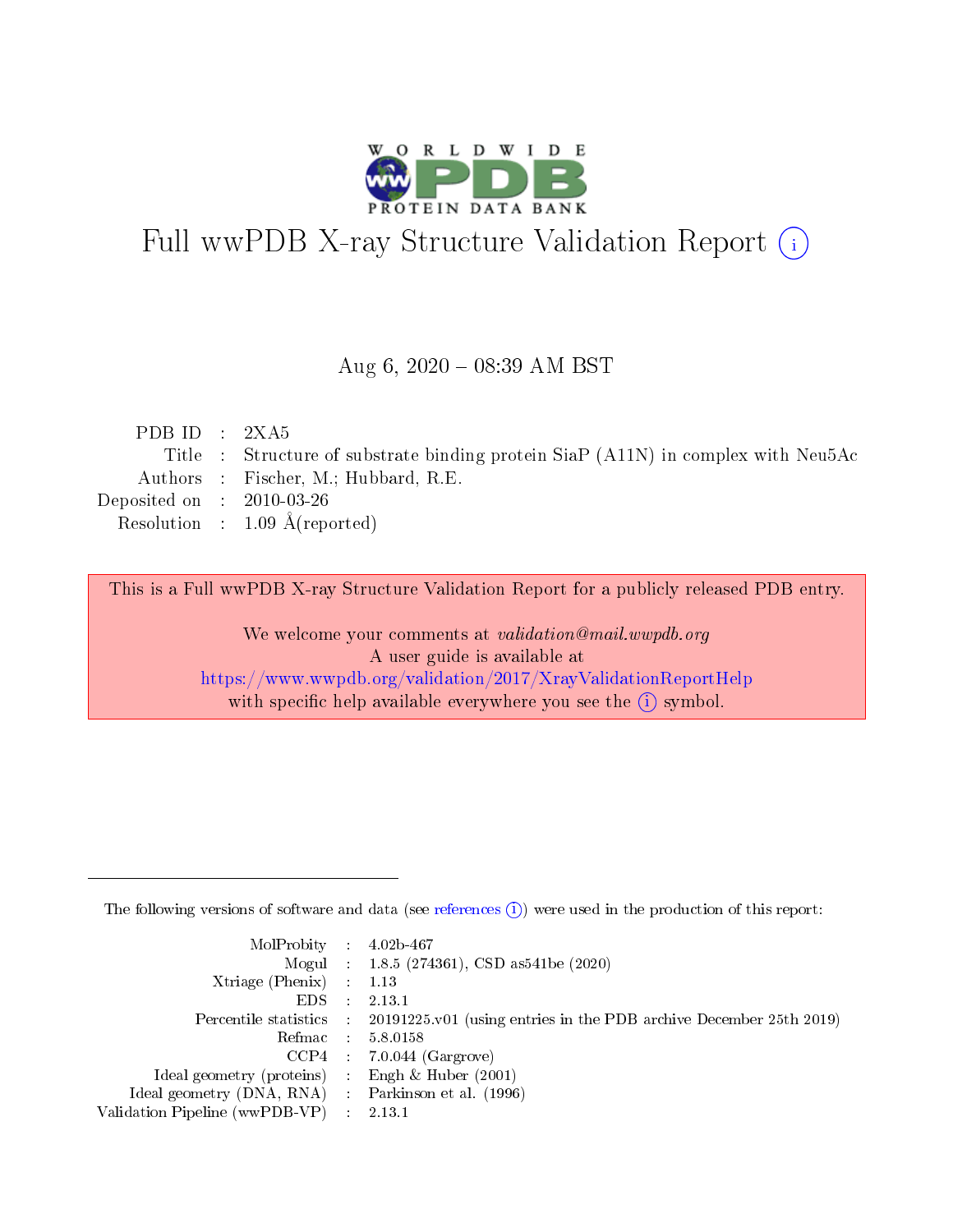# Full wwPDB X-ray Structure Validation Report (i)

Aug 6, 2020 – 08:39 AM BST

| | | |
|---|---|---|
| PDB ID | : | 2XA5 |
| Title | : | Structure of substrate binding protein SiaP (A11N) in complex with Neu5Ac |
| Authors | : | Fischer, M.; Hubbard, R.E. |
| Deposited on | : | 2010-03-26 |
| Resolution | : | 1.09 Å(reported) |

This is a Full wwPDB X-ray Structure Validation Report for a publicly released PDB entry.

We welcome your comments at *validation@mail.wwpdb.org*
A user guide is available at
https://www.wwpdb.org/validation/2017/XrayValidationReportHelp
with specific help available everywhere you see the (i) symbol.

The following versions of software and data (see references (i)) were used in the production of this report:

| | | |
|---|---|---|
| MolProbity | : | 4.02b-467 |
| Mogul | : | 1.8.5 (274361), CSD as541be (2020) |
| Xtriage (Phenix) | : | 1.13 |
| EDS | : | 2.13.1 |
| Percentile statistics | : | 20191225.v01 (using entries in the PDB archive December 25th 2019) |
| Refmac | : | 5.8.0158 |
| CCP4 | : | 7.0.044 (Gargrove) |
| Ideal geometry (proteins) | : | Engh & Huber (2001) |
| Ideal geometry (DNA, RNA) | : | Parkinson et al. (1996) |
| Validation Pipeline (wwPDB-VP) | : | 2.13.1 |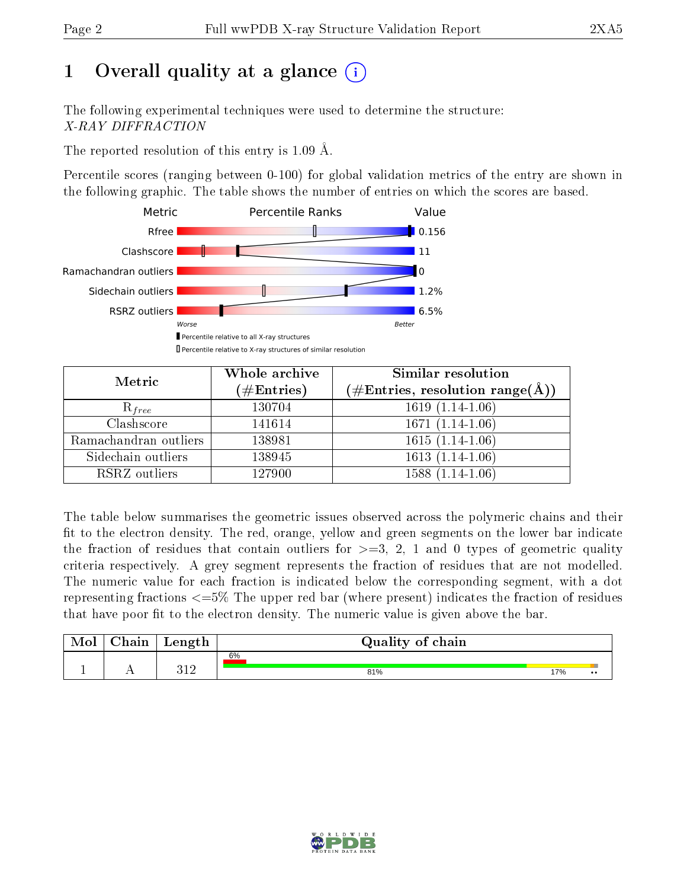# 1 Overall quality at a glance

The following experimental techniques were used to determine the structure: *X-RAY DIFFRACTION*

The reported resolution of this entry is 1.09 Å.

Percentile scores (ranging between 0-100) for global validation metrics of the entry are shown in the following graphic. The table shows the number of entries on which the scores are based.

| Metric | Value |
|---|---|
| Rfree | 0.156 |
| Clashscore | 11 |
| Ramachandran outliers | 0 |
| Sidechain outliers | 1.2% |
| RSRZ outliers | 6.5% |

| Metric | Whole archive (#Entries) | Similar resolution (#Entries, resolution range(Å)) |
|---|---|---|
| $R_{free}$ | 130704 | 1619 (1.14-1.06) |
| Clashscore | 141614 | 1671 (1.14-1.06) |
| Ramachandran outliers | 138981 | 1615 (1.14-1.06) |
| Sidechain outliers | 138945 | 1613 (1.14-1.06) |
| RSRZ outliers | 127900 | 1588 (1.14-1.06) |

The table below summarises the geometric issues observed across the polymeric chains and their fit to the electron density. The red, orange, yellow and green segments on the lower bar indicate the fraction of residues that contain outliers for >=3, 2, 1 and 0 types of geometric quality criteria respectively. A grey segment represents the fraction of residues that are not modelled. The numeric value for each fraction is indicated below the corresponding segment, with a dot representing fractions <=5% The upper red bar (where present) indicates the fraction of residues that have poor fit to the electron density. The numeric value is given above the bar.

| Mol | Chain | Length | Quality of chain |
|---|---|---|---|
| 1 | A | 312 | 6% (poor fit); 81%, 17%, •• |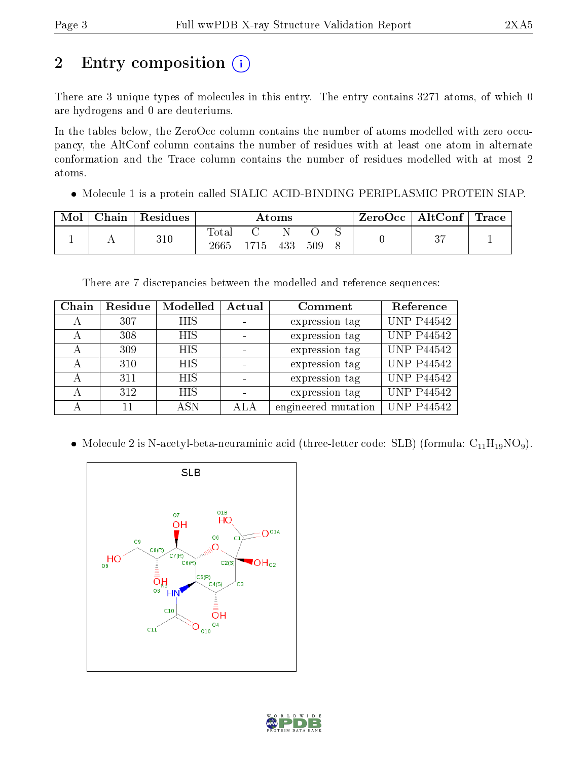# 2 Entry composition

There are 3 unique types of molecules in this entry. The entry contains 3271 atoms, of which 0 are hydrogens and 0 are deuteriums.

In the tables below, the ZeroOcc column contains the number of atoms modelled with zero occupancy, the AltConf column contains the number of residues with at least one atom in alternate conformation and the Trace column contains the number of residues modelled with at most 2 atoms.

- Molecule 1 is a protein called SIALIC ACID-BINDING PERIPLASMIC PROTEIN SIAP.

| Mol | Chain | Residues | Atoms | | | | | ZeroOcc | AltConf | Trace |
|---|---|---|---|---|---|---|---|---|---|---|
| | | | Total | C | N | O | S | | | |
| 1 | A | 310 | 2665 | 1715 | 433 | 509 | 8 | 0 | 37 | 1 |

There are 7 discrepancies between the modelled and reference sequences:

| Chain | Residue | Modelled | Actual | Comment | Reference |
|---|---|---|---|---|---|
| A | 307 | HIS | - | expression tag | UNP P44542 |
| A | 308 | HIS | - | expression tag | UNP P44542 |
| A | 309 | HIS | - | expression tag | UNP P44542 |
| A | 310 | HIS | - | expression tag | UNP P44542 |
| A | 311 | HIS | - | expression tag | UNP P44542 |
| A | 312 | HIS | - | expression tag | UNP P44542 |
| A | 11 | ASN | ALA | engineered mutation | UNP P44542 |

- Molecule 2 is N-acetyl-beta-neuraminic acid (three-letter code: SLB) (formula: $C_{11}H_{19}NO_9$).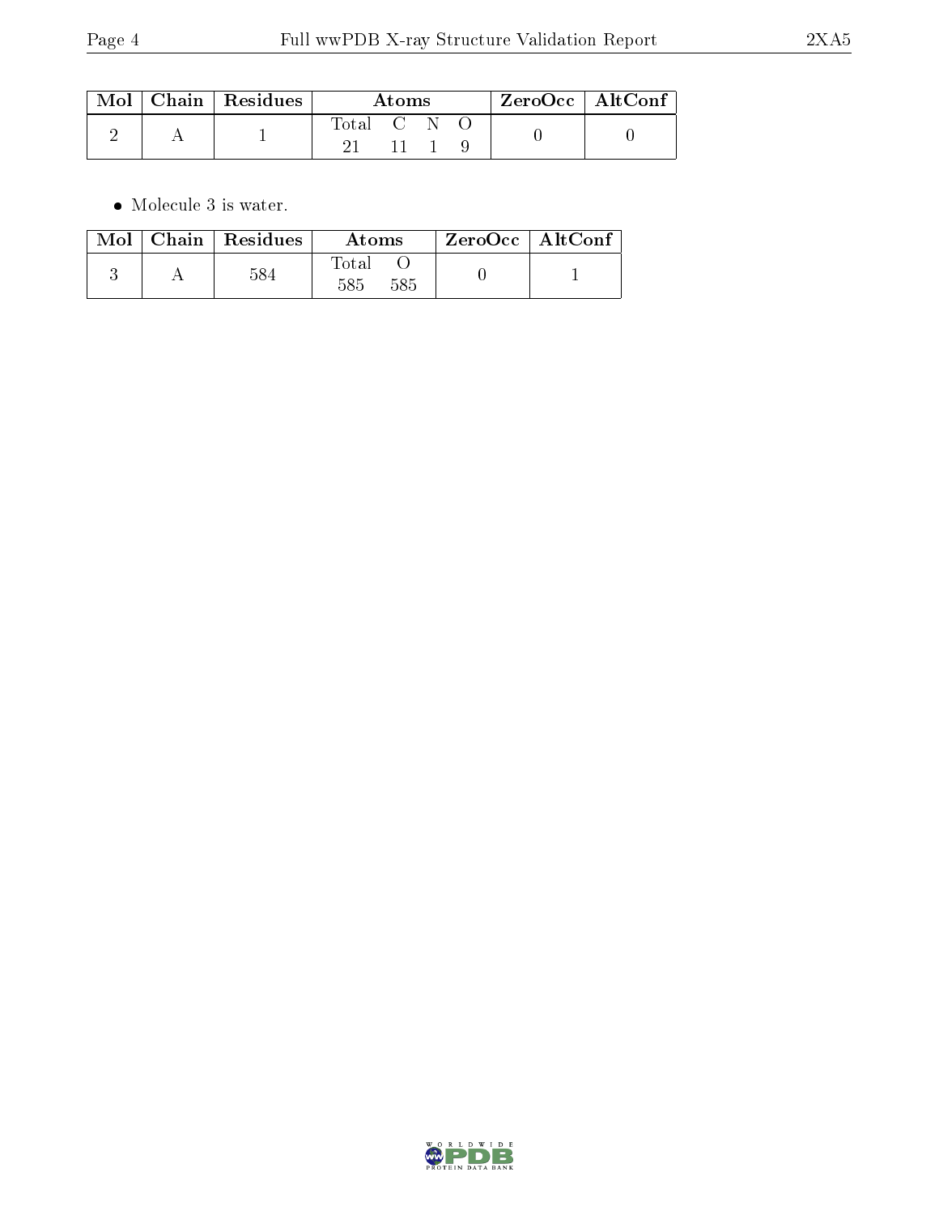| Mol | Chain | Residues | Atoms | | | | ZeroOcc | AltConf |
|---|---|---|---|---|---|---|---|---|
| | | | Total | C | N | O | | |
| 2 | A | 1 | 21 | 11 | 1 | 9 | 0 | 0 |

- Molecule 3 is water.

| Mol | Chain | Residues | Atoms | | ZeroOcc | AltConf |
|---|---|---|---|---|---|---|
| | | | Total | O | | |
| 3 | A | 584 | 585 | 585 | 0 | 1 |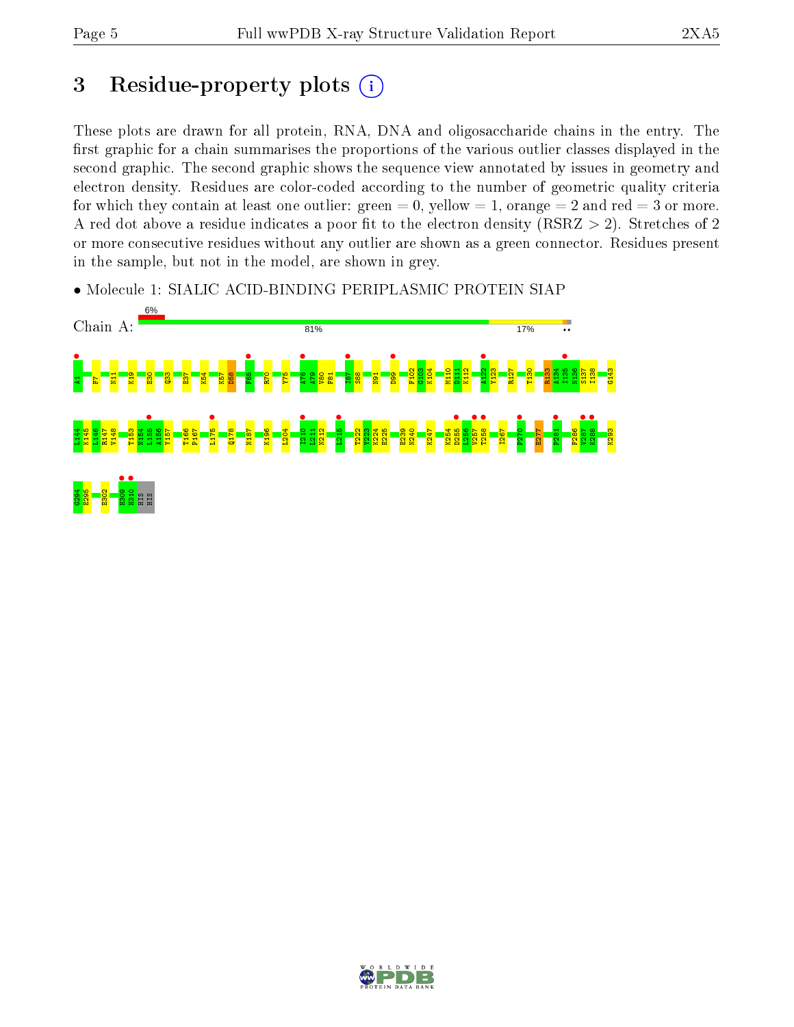# 3 Residue-property plots

These plots are drawn for all protein, RNA, DNA and oligosaccharide chains in the entry. The first graphic for a chain summarises the proportions of the various outlier classes displayed in the second graphic. The second graphic shows the sequence view annotated by issues in geometry and electron density. Residues are color-coded according to the number of geometric quality criteria for which they contain at least one outlier: green = 0, yellow = 1, orange = 2 and red = 3 or more. A red dot above a residue indicates a poor fit to the electron density (RSRZ > 2). Stretches of 2 or more consecutive residues without any outlier are shown as a green connector. Residues present in the sample, but not in the model, are shown in grey.

- Molecule 1: SIALIC ACID-BINDING PERIPLASMIC PROTEIN SIAP

Chain A: 6% | 81% | 17%

A1 F7 N11 K19 E30 Q33 E37 K54 K57 D58 F65 R70 Y75 A78 A79 V80 F81 I87 S88 N91 D99 F102 G103 K104 M110 D111 K112 A122 Y123 R127 T130 R133 A134 I135 N136 S137 I138 G143

L144 K145 L146 R147 V148 T153 N154 L155 A156 Y157 T166 P167 L175 Q178 N187 K196 L204 I210 L211 N212 L215 T222 Y223 K224 E225 E239 N240 K247 K254 D255 L256 V257 T258 I267 F270 E277 F281 F286 V287 K288 K293

G294 E295 E302 H309 H310 HIS HIS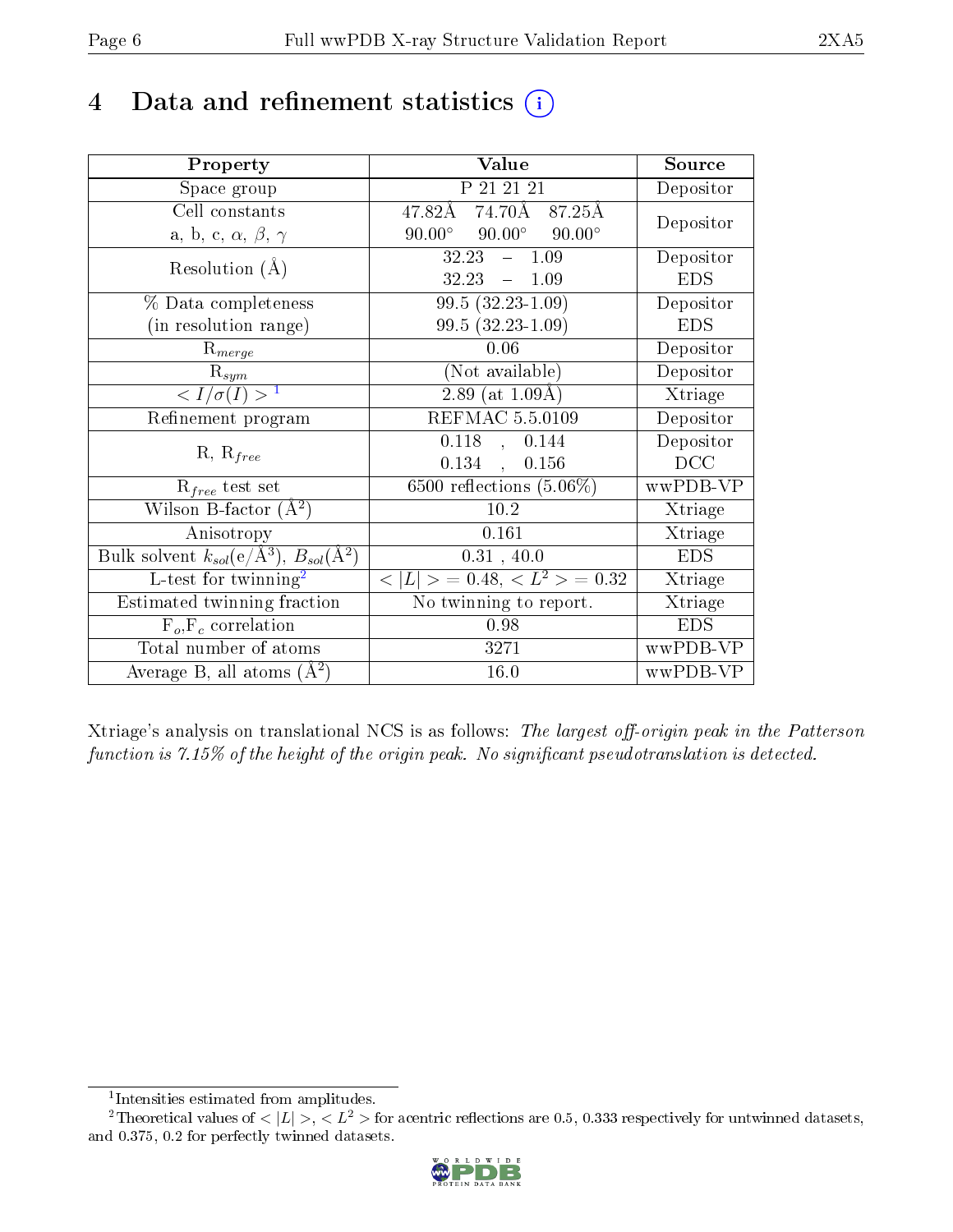# 4 Data and refinement statistics (i)

| Property | Value | Source |
|---|---|---|
| Space group | P 21 21 21 | Depositor |
| Cell constants<br>a, b, c, $\alpha$, $\beta$, $\gamma$ | 47.82Å 74.70Å 87.25Å<br>90.00° 90.00° 90.00° | Depositor |
| Resolution (Å) | 32.23 – 1.09<br>32.23 – 1.09 | Depositor<br>EDS |
| % Data completeness<br>(in resolution range) | 99.5 (32.23-1.09)<br>99.5 (32.23-1.09) | Depositor<br>EDS |
| $R_{merge}$ | 0.06 | Depositor |
| $R_{sym}$ | (Not available) | Depositor |
| $< I/\sigma(I) >$ [1] | 2.89 (at 1.09Å) | Xtriage |
| Refinement program | REFMAC 5.5.0109 | Depositor |
| R, $R_{free}$ | 0.118 , 0.144<br>0.134 , 0.156 | Depositor<br>DCC |
| $R_{free}$ test set | 6500 reflections (5.06%) | wwPDB-VP |
| Wilson B-factor (Å$^2$) | 10.2 | Xtriage |
| Anisotropy | 0.161 | Xtriage |
| Bulk solvent $k_{sol}$(e/Å$^3$), $B_{sol}$(Å$^2$) | 0.31 , 40.0 | EDS |
| L-test for twinning[2] | $< \|L\| >$ = 0.48, $< L^2 >$ = 0.32 | Xtriage |
| Estimated twinning fraction | No twinning to report. | Xtriage |
| $F_o$,$F_c$ correlation | 0.98 | EDS |
| Total number of atoms | 3271 | wwPDB-VP |
| Average B, all atoms (Å$^2$) | 16.0 | wwPDB-VP |

Xtriage's analysis on translational NCS is as follows: *The largest off-origin peak in the Patterson function is 7.15% of the height of the origin peak. No significant pseudotranslation is detected.*

[1] Intensities estimated from amplitudes.

[2] Theoretical values of $< |L| >$, $< L^2 >$ for acentric reflections are 0.5, 0.333 respectively for untwinned datasets, and 0.375, 0.2 for perfectly twinned datasets.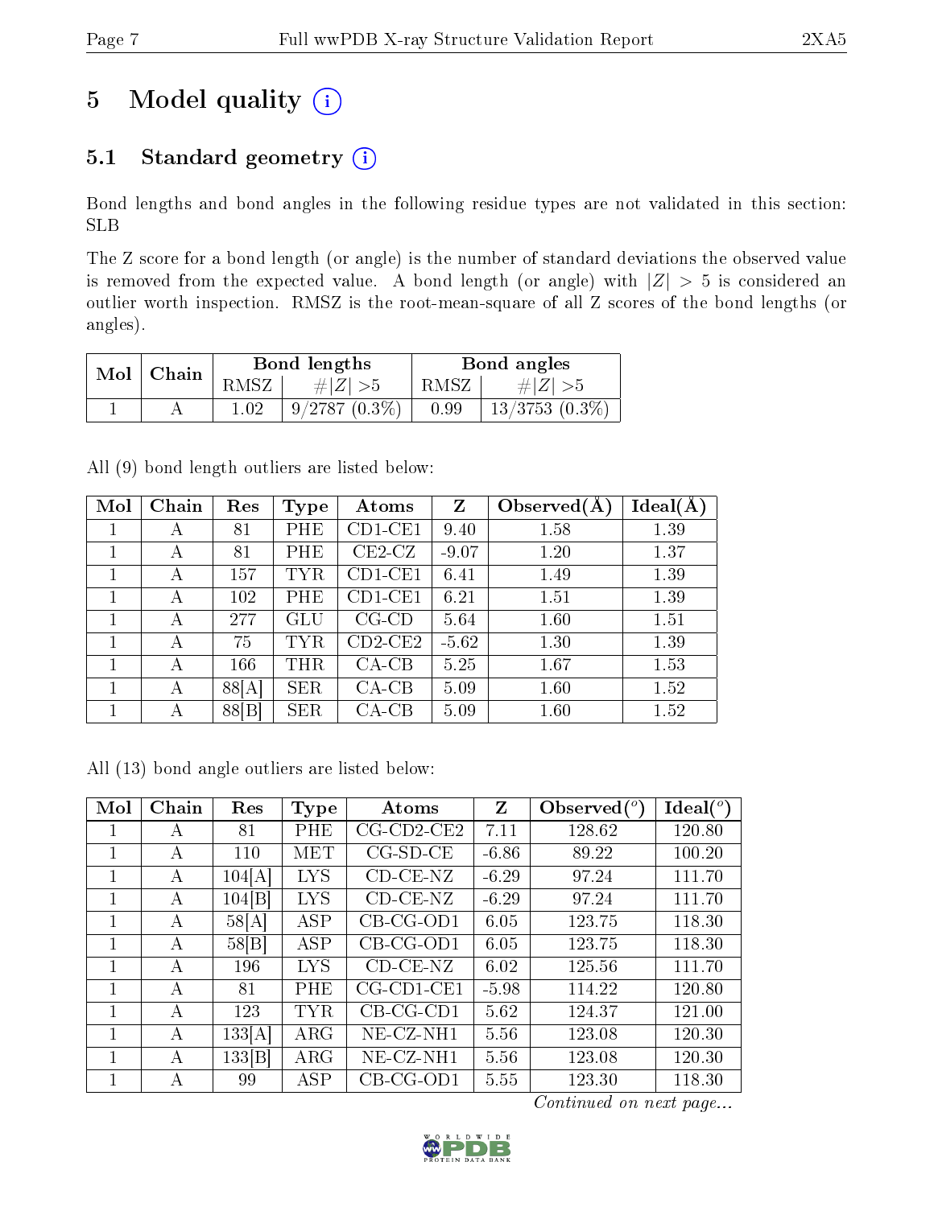# 5 Model quality

## 5.1 Standard geometry

Bond lengths and bond angles in the following residue types are not validated in this section: SLB

The Z score for a bond length (or angle) is the number of standard deviations the observed value is removed from the expected value. A bond length (or angle) with $|Z| > 5$ is considered an outlier worth inspection. RMSZ is the root-mean-square of all Z scores of the bond lengths (or angles).

| Mol | Chain | Bond lengths | | Bond angles | |
|---|---|---|---|---|---|
| | | RMSZ | #\|Z\| >5 | RMSZ | #\|Z\| >5 |
| 1 | A | 1.02 | 9/2787 (0.3%) | 0.99 | 13/3753 (0.3%) |

All (9) bond length outliers are listed below:

| Mol | Chain | Res | Type | Atoms | Z | Observed(Å) | Ideal(Å) |
|---|---|---|---|---|---|---|---|
| 1 | A | 81 | PHE | CD1-CE1 | 9.40 | 1.58 | 1.39 |
| 1 | A | 81 | PHE | CE2-CZ | -9.07 | 1.20 | 1.37 |
| 1 | A | 157 | TYR | CD1-CE1 | 6.41 | 1.49 | 1.39 |
| 1 | A | 102 | PHE | CD1-CE1 | 6.21 | 1.51 | 1.39 |
| 1 | A | 277 | GLU | CG-CD | 5.64 | 1.60 | 1.51 |
| 1 | A | 75 | TYR | CD2-CE2 | -5.62 | 1.30 | 1.39 |
| 1 | A | 166 | THR | CA-CB | 5.25 | 1.67 | 1.53 |
| 1 | A | 88[A] | SER | CA-CB | 5.09 | 1.60 | 1.52 |
| 1 | A | 88[B] | SER | CA-CB | 5.09 | 1.60 | 1.52 |

All (13) bond angle outliers are listed below:

| Mol | Chain | Res | Type | Atoms | Z | Observed(°) | Ideal(°) |
|---|---|---|---|---|---|---|---|
| 1 | A | 81 | PHE | CG-CD2-CE2 | 7.11 | 128.62 | 120.80 |
| 1 | A | 110 | MET | CG-SD-CE | -6.86 | 89.22 | 100.20 |
| 1 | A | 104[A] | LYS | CD-CE-NZ | -6.29 | 97.24 | 111.70 |
| 1 | A | 104[B] | LYS | CD-CE-NZ | -6.29 | 97.24 | 111.70 |
| 1 | A | 58[A] | ASP | CB-CG-OD1 | 6.05 | 123.75 | 118.30 |
| 1 | A | 58[B] | ASP | CB-CG-OD1 | 6.05 | 123.75 | 118.30 |
| 1 | A | 196 | LYS | CD-CE-NZ | 6.02 | 125.56 | 111.70 |
| 1 | A | 81 | PHE | CG-CD1-CE1 | -5.98 | 114.22 | 120.80 |
| 1 | A | 123 | TYR | CB-CG-CD1 | 5.62 | 124.37 | 121.00 |
| 1 | A | 133[A] | ARG | NE-CZ-NH1 | 5.56 | 123.08 | 120.30 |
| 1 | A | 133[B] | ARG | NE-CZ-NH1 | 5.56 | 123.08 | 120.30 |
| 1 | A | 99 | ASP | CB-CG-OD1 | 5.55 | 123.30 | 118.30 |

*Continued on next page...*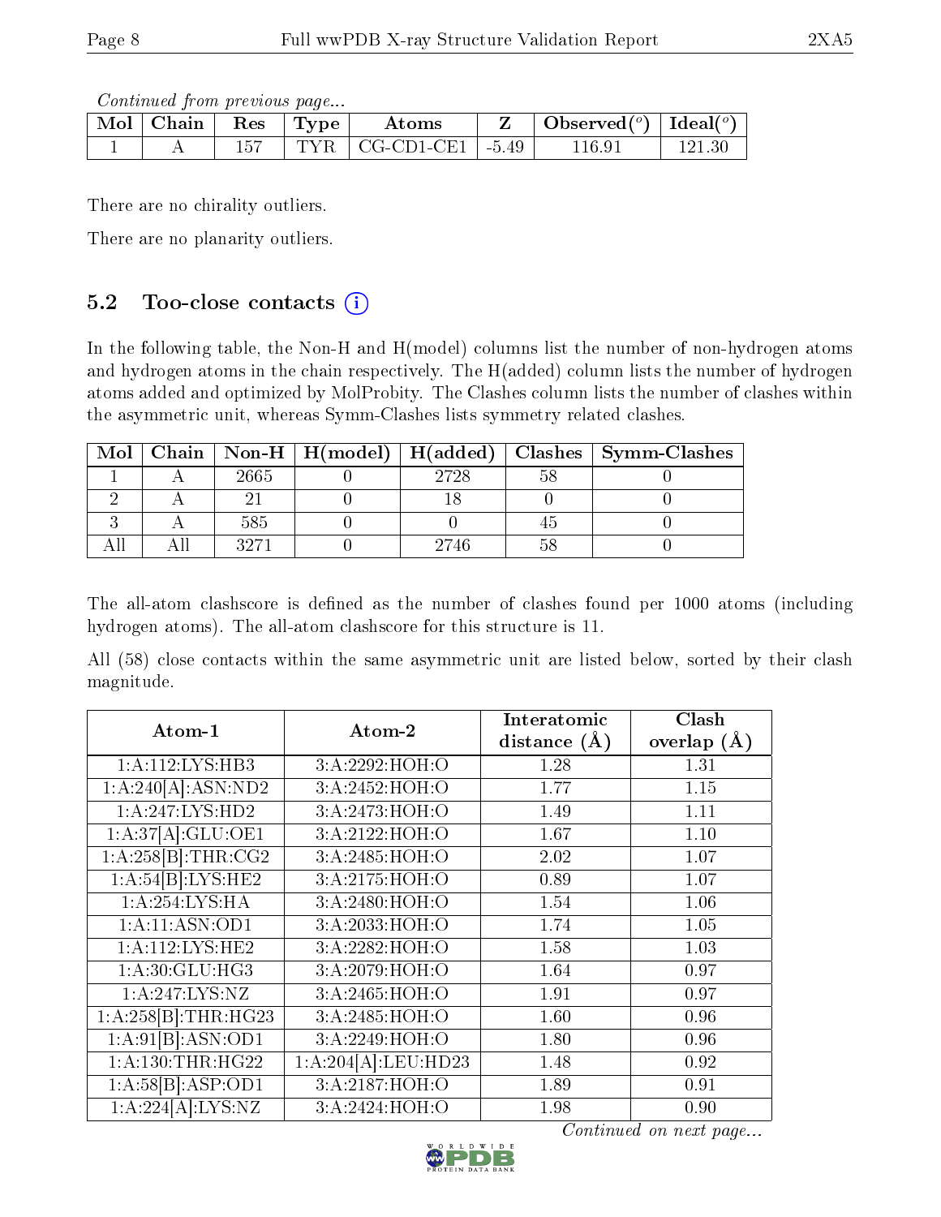*Continued from previous page...*

| Mol | Chain | Res | Type | Atoms | Z | Observed(°) | Ideal(°) |
|---|---|---|---|---|---|---|---|
| 1 | A | 157 | TYR | CG-CD1-CE1 | -5.49 | 116.91 | 121.30 |

There are no chirality outliers.

There are no planarity outliers.

### 5.2 Too-close contacts

In the following table, the Non-H and H(model) columns list the number of non-hydrogen atoms and hydrogen atoms in the chain respectively. The H(added) column lists the number of hydrogen atoms added and optimized by MolProbity. The Clashes column lists the number of clashes within the asymmetric unit, whereas Symm-Clashes lists symmetry related clashes.

| Mol | Chain | Non-H | H(model) | H(added) | Clashes | Symm-Clashes |
|---|---|---|---|---|---|---|
| 1 | A | 2665 | 0 | 2728 | 58 | 0 |
| 2 | A | 21 | 0 | 18 | 0 | 0 |
| 3 | A | 585 | 0 | 0 | 45 | 0 |
| All | All | 3271 | 0 | 2746 | 58 | 0 |

The all-atom clashscore is defined as the number of clashes found per 1000 atoms (including hydrogen atoms). The all-atom clashscore for this structure is 11.

All (58) close contacts within the same asymmetric unit are listed below, sorted by their clash magnitude.

| Atom-1 | Atom-2 | Interatomic distance (Å) | Clash overlap (Å) |
|---|---|---|---|
| 1:A:112:LYS:HB3 | 3:A:2292:HOH:O | 1.28 | 1.31 |
| 1:A:240[A]:ASN:ND2 | 3:A:2452:HOH:O | 1.77 | 1.15 |
| 1:A:247:LYS:HD2 | 3:A:2473:HOH:O | 1.49 | 1.11 |
| 1:A:37[A]:GLU:OE1 | 3:A:2122:HOH:O | 1.67 | 1.10 |
| 1:A:258[B]:THR:CG2 | 3:A:2485:HOH:O | 2.02 | 1.07 |
| 1:A:54[B]:LYS:HE2 | 3:A:2175:HOH:O | 0.89 | 1.07 |
| 1:A:254:LYS:HA | 3:A:2480:HOH:O | 1.54 | 1.06 |
| 1:A:11:ASN:OD1 | 3:A:2033:HOH:O | 1.74 | 1.05 |
| 1:A:112:LYS:HE2 | 3:A:2282:HOH:O | 1.58 | 1.03 |
| 1:A:30:GLU:HG3 | 3:A:2079:HOH:O | 1.64 | 0.97 |
| 1:A:247:LYS:NZ | 3:A:2465:HOH:O | 1.91 | 0.97 |
| 1:A:258[B]:THR:HG23 | 3:A:2485:HOH:O | 1.60 | 0.96 |
| 1:A:91[B]:ASN:OD1 | 3:A:2249:HOH:O | 1.80 | 0.96 |
| 1:A:130:THR:HG22 | 1:A:204[A]:LEU:HD23 | 1.48 | 0.92 |
| 1:A:58[B]:ASP:OD1 | 3:A:2187:HOH:O | 1.89 | 0.91 |
| 1:A:224[A]:LYS:NZ | 3:A:2424:HOH:O | 1.98 | 0.90 |

*Continued on next page...*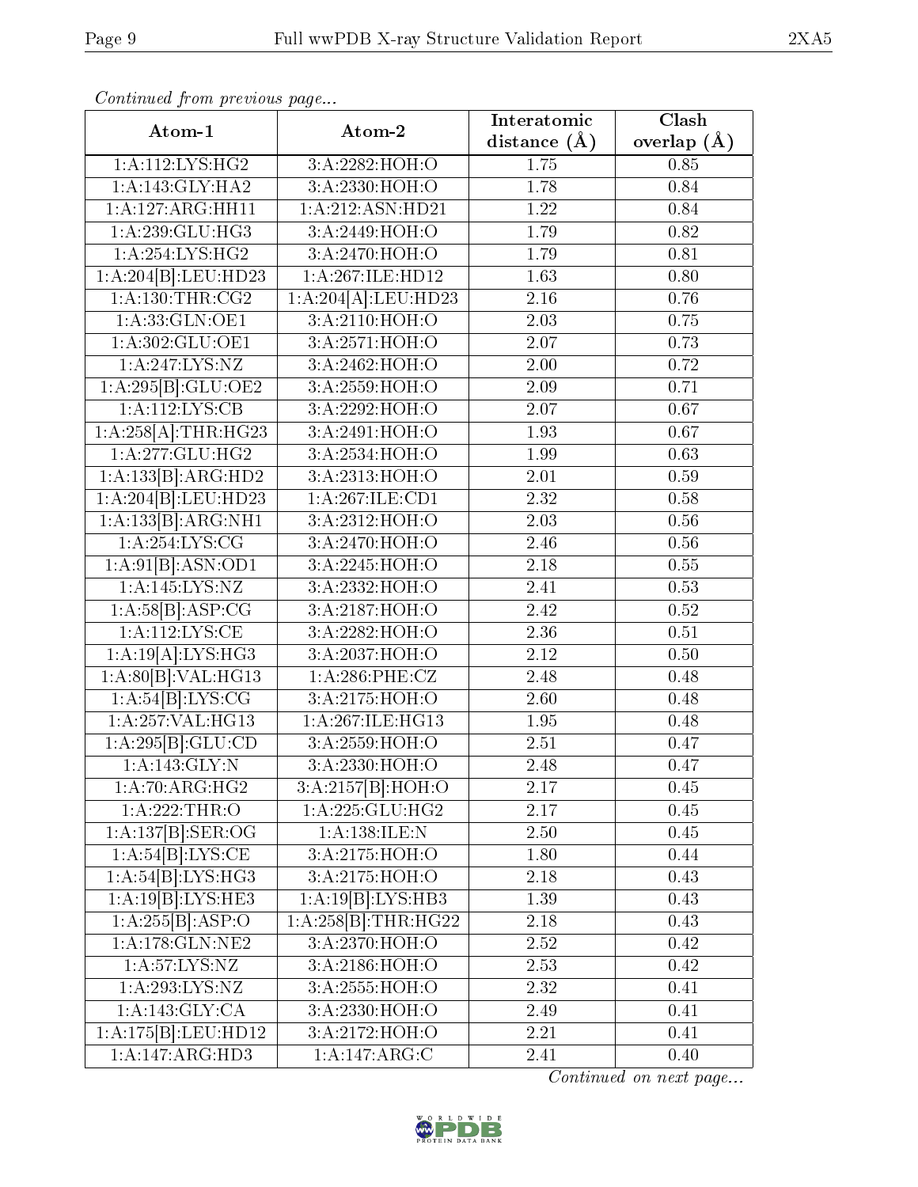*Continued from previous page...*

| Atom-1 | Atom-2 | Interatomic distance (Å) | Clash overlap (Å) |
| --- | --- | --- | --- |
| 1:A:112:LYS:HG2 | 3:A:2282:HOH:O | 1.75 | 0.85 |
| 1:A:143:GLY:HA2 | 3:A:2330:HOH:O | 1.78 | 0.84 |
| 1:A:127:ARG:HH11 | 1:A:212:ASN:HD21 | 1.22 | 0.84 |
| 1:A:239:GLU:HG3 | 3:A:2449:HOH:O | 1.79 | 0.82 |
| 1:A:254:LYS:HG2 | 3:A:2470:HOH:O | 1.79 | 0.81 |
| 1:A:204[B]:LEU:HD23 | 1:A:267:ILE:HD12 | 1.63 | 0.80 |
| 1:A:130:THR:CG2 | 1:A:204[A]:LEU:HD23 | 2.16 | 0.76 |
| 1:A:33:GLN:OE1 | 3:A:2110:HOH:O | 2.03 | 0.75 |
| 1:A:302:GLU:OE1 | 3:A:2571:HOH:O | 2.07 | 0.73 |
| 1:A:247:LYS:NZ | 3:A:2462:HOH:O | 2.00 | 0.72 |
| 1:A:295[B]:GLU:OE2 | 3:A:2559:HOH:O | 2.09 | 0.71 |
| 1:A:112:LYS:CB | 3:A:2292:HOH:O | 2.07 | 0.67 |
| 1:A:258[A]:THR:HG23 | 3:A:2491:HOH:O | 1.93 | 0.67 |
| 1:A:277:GLU:HG2 | 3:A:2534:HOH:O | 1.99 | 0.63 |
| 1:A:133[B]:ARG:HD2 | 3:A:2313:HOH:O | 2.01 | 0.59 |
| 1:A:204[B]:LEU:HD23 | 1:A:267:ILE:CD1 | 2.32 | 0.58 |
| 1:A:133[B]:ARG:NH1 | 3:A:2312:HOH:O | 2.03 | 0.56 |
| 1:A:254:LYS:CG | 3:A:2470:HOH:O | 2.46 | 0.56 |
| 1:A:91[B]:ASN:OD1 | 3:A:2245:HOH:O | 2.18 | 0.55 |
| 1:A:145:LYS:NZ | 3:A:2332:HOH:O | 2.41 | 0.53 |
| 1:A:58[B]:ASP:CG | 3:A:2187:HOH:O | 2.42 | 0.52 |
| 1:A:112:LYS:CE | 3:A:2282:HOH:O | 2.36 | 0.51 |
| 1:A:19[A]:LYS:HG3 | 3:A:2037:HOH:O | 2.12 | 0.50 |
| 1:A:80[B]:VAL:HG13 | 1:A:286:PHE:CZ | 2.48 | 0.48 |
| 1:A:54[B]:LYS:CG | 3:A:2175:HOH:O | 2.60 | 0.48 |
| 1:A:257:VAL:HG13 | 1:A:267:ILE:HG13 | 1.95 | 0.48 |
| 1:A:295[B]:GLU:CD | 3:A:2559:HOH:O | 2.51 | 0.47 |
| 1:A:143:GLY:N | 3:A:2330:HOH:O | 2.48 | 0.47 |
| 1:A:70:ARG:HG2 | 3:A:2157[B]:HOH:O | 2.17 | 0.45 |
| 1:A:222:THR:O | 1:A:225:GLU:HG2 | 2.17 | 0.45 |
| 1:A:137[B]:SER:OG | 1:A:138:ILE:N | 2.50 | 0.45 |
| 1:A:54[B]:LYS:CE | 3:A:2175:HOH:O | 1.80 | 0.44 |
| 1:A:54[B]:LYS:HG3 | 3:A:2175:HOH:O | 2.18 | 0.43 |
| 1:A:19[B]:LYS:HE3 | 1:A:19[B]:LYS:HB3 | 1.39 | 0.43 |
| 1:A:255[B]:ASP:O | 1:A:258[B]:THR:HG22 | 2.18 | 0.43 |
| 1:A:178:GLN:NE2 | 3:A:2370:HOH:O | 2.52 | 0.42 |
| 1:A:57:LYS:NZ | 3:A:2186:HOH:O | 2.53 | 0.42 |
| 1:A:293:LYS:NZ | 3:A:2555:HOH:O | 2.32 | 0.41 |
| 1:A:143:GLY:CA | 3:A:2330:HOH:O | 2.49 | 0.41 |
| 1:A:175[B]:LEU:HD12 | 3:A:2172:HOH:O | 2.21 | 0.41 |
| 1:A:147:ARG:HD3 | 1:A:147:ARG:C | 2.41 | 0.40 |

*Continued on next page...*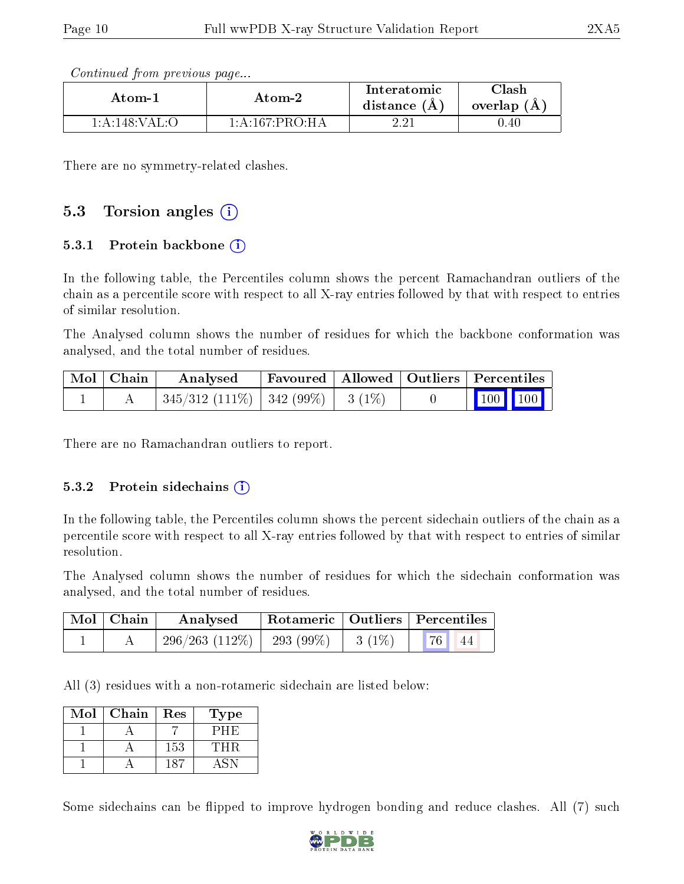*Continued from previous page...*

| Atom-1 | Atom-2 | Interatomic distance (Å) | Clash overlap (Å) |
|---|---|---|---|
| 1:A:148:VAL:O | 1:A:167:PRO:HA | 2.21 | 0.40 |

There are no symmetry-related clashes.

## 5.3 Torsion angles

### 5.3.1 Protein backbone

In the following table, the Percentiles column shows the percent Ramachandran outliers of the chain as a percentile score with respect to all X-ray entries followed by that with respect to entries of similar resolution.

The Analysed column shows the number of residues for which the backbone conformation was analysed, and the total number of residues.

| Mol | Chain | Analysed | Favoured | Allowed | Outliers | Percentiles | |
|---|---|---|---|---|---|---|---|
| 1 | A | 345/312 (111%) | 342 (99%) | 3 (1%) | 0 | 100 | 100 |

There are no Ramachandran outliers to report.

### 5.3.2 Protein sidechains

In the following table, the Percentiles column shows the percent sidechain outliers of the chain as a percentile score with respect to all X-ray entries followed by that with respect to entries of similar resolution.

The Analysed column shows the number of residues for which the sidechain conformation was analysed, and the total number of residues.

| Mol | Chain | Analysed | Rotameric | Outliers | Percentiles | |
|---|---|---|---|---|---|---|
| 1 | A | 296/263 (112%) | 293 (99%) | 3 (1%) | 76 | 44 |

All (3) residues with a non-rotameric sidechain are listed below:

| Mol | Chain | Res | Type |
|---|---|---|---|
| 1 | A | 7 | PHE |
| 1 | A | 153 | THR |
| 1 | A | 187 | ASN |

Some sidechains can be flipped to improve hydrogen bonding and reduce clashes. All (7) such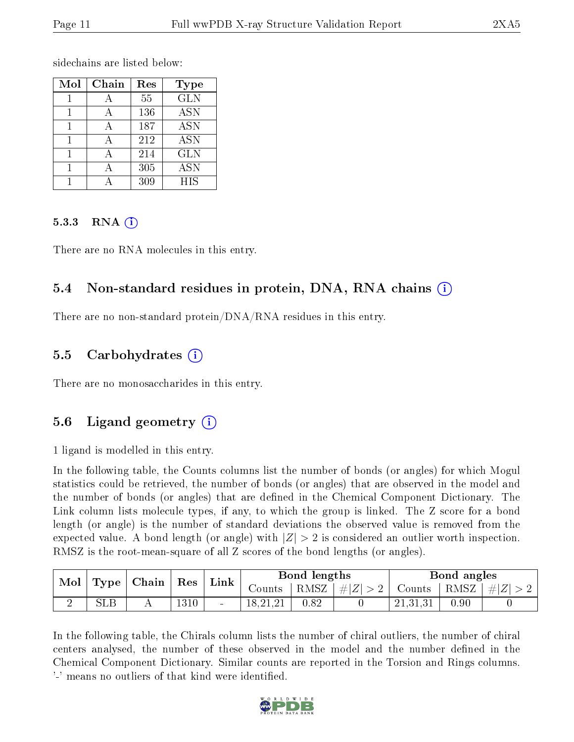sidechains are listed below:

| Mol | Chain | Res | Type |
|---|---|---|---|
| 1 | A | 55 | GLN |
| 1 | A | 136 | ASN |
| 1 | A | 187 | ASN |
| 1 | A | 212 | ASN |
| 1 | A | 214 | GLN |
| 1 | A | 305 | ASN |
| 1 | A | 309 | HIS |

#### 5.3.3 RNA

There are no RNA molecules in this entry.

### 5.4 Non-standard residues in protein, DNA, RNA chains

There are no non-standard protein/DNA/RNA residues in this entry.

### 5.5 Carbohydrates

There are no monosaccharides in this entry.

### 5.6 Ligand geometry

1 ligand is modelled in this entry.

In the following table, the Counts columns list the number of bonds (or angles) for which Mogul statistics could be retrieved, the number of bonds (or angles) that are observed in the model and the number of bonds (or angles) that are defined in the Chemical Component Dictionary. The Link column lists molecule types, if any, to which the group is linked. The Z score for a bond length (or angle) is the number of standard deviations the observed value is removed from the expected value. A bond length (or angle) with $|Z| > 2$ is considered an outlier worth inspection. RMSZ is the root-mean-square of all Z scores of the bond lengths (or angles).

| Mol | Type | Chain | Res | Link | Bond lengths | | | Bond angles | | |
|---|---|---|---|---|---|---|---|---|---|---|
| | | | | | Counts | RMSZ | $\#\|Z\| > 2$ | Counts | RMSZ | $\#\|Z\| > 2$ |
| 2 | SLB | A | 1310 | - | 18,21,21 | 0.82 | 0 | 21,31,31 | 0.90 | 0 |

In the following table, the Chirals column lists the number of chiral outliers, the number of chiral centers analysed, the number of these observed in the model and the number defined in the Chemical Component Dictionary. Similar counts are reported in the Torsion and Rings columns. '-' means no outliers of that kind were identified.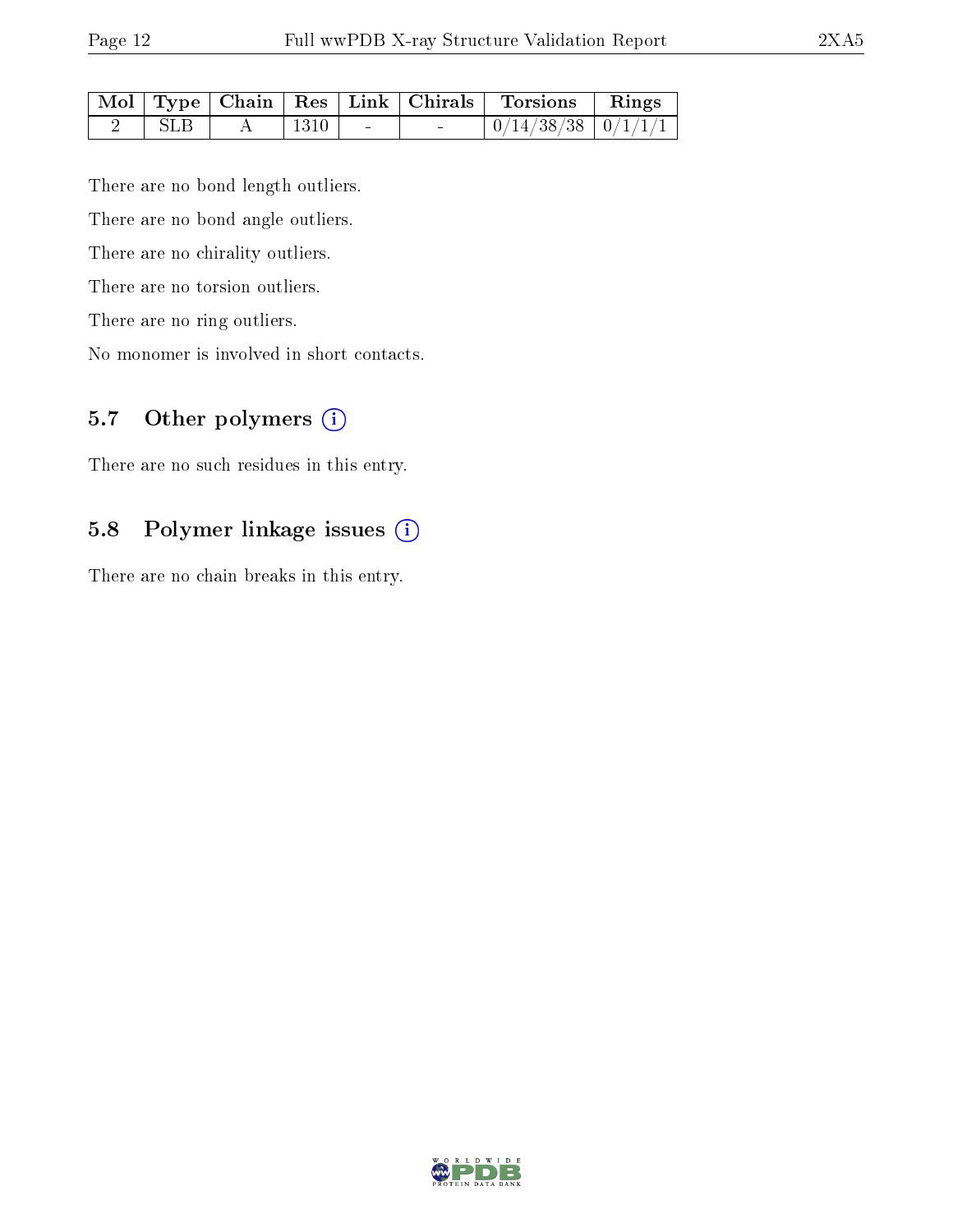| Mol | Type | Chain | Res | Link | Chirals | Torsions | Rings |
|---|---|---|---|---|---|---|---|
| 2 | SLB | A | 1310 | - | - | 0/14/38/38 | 0/1/1/1 |

There are no bond length outliers.

There are no bond angle outliers.

There are no chirality outliers.

There are no torsion outliers.

There are no ring outliers.

No monomer is involved in short contacts.

### 5.7 Other polymers (i)

There are no such residues in this entry.

### 5.8 Polymer linkage issues (i)

There are no chain breaks in this entry.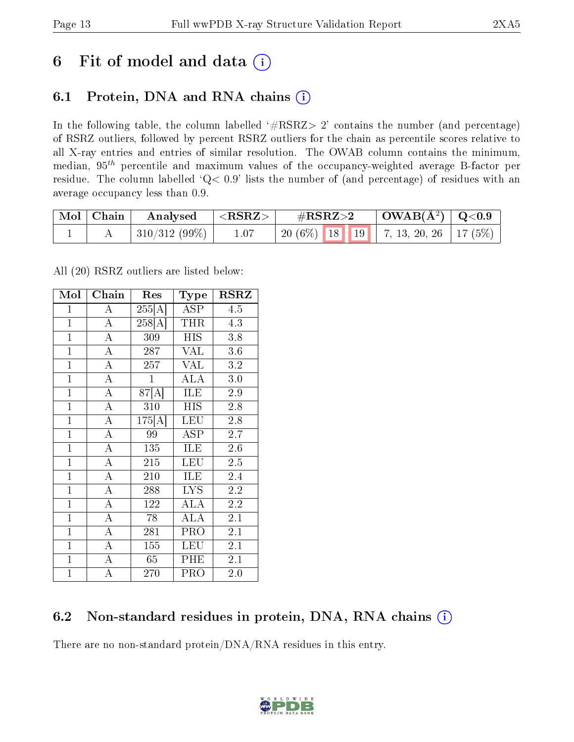# 6 Fit of model and data (i)

## 6.1 Protein, DNA and RNA chains (i)

In the following table, the column labelled '#RSRZ> 2' contains the number (and percentage) of RSRZ outliers, followed by percent RSRZ outliers for the chain as percentile scores relative to all X-ray entries and entries of similar resolution. The OWAB column contains the minimum, median, $95^{th}$ percentile and maximum values of the occupancy-weighted average B-factor per residue. The column labelled 'Q< 0.9' lists the number of (and percentage) of residues with an average occupancy less than 0.9.

| Mol | Chain | Analysed | <RSRZ> | #RSRZ>2 | | | OWAB(Å$^2$) | Q<0.9 |
|---|---|---|---|---|---|---|---|---|
| 1 | A | 310/312 (99%) | 1.07 | 20 (6%) | 18 | 19 | 7, 13, 20, 26 | 17 (5%) |

All (20) RSRZ outliers are listed below:

| Mol | Chain | Res | Type | RSRZ |
|---|---|---|---|---|
| 1 | A | 255[A] | ASP | 4.5 |
| 1 | A | 258[A] | THR | 4.3 |
| 1 | A | 309 | HIS | 3.8 |
| 1 | A | 287 | VAL | 3.6 |
| 1 | A | 257 | VAL | 3.2 |
| 1 | A | 1 | ALA | 3.0 |
| 1 | A | 87[A] | ILE | 2.9 |
| 1 | A | 310 | HIS | 2.8 |
| 1 | A | 175[A] | LEU | 2.8 |
| 1 | A | 99 | ASP | 2.7 |
| 1 | A | 135 | ILE | 2.6 |
| 1 | A | 215 | LEU | 2.5 |
| 1 | A | 210 | ILE | 2.4 |
| 1 | A | 288 | LYS | 2.2 |
| 1 | A | 122 | ALA | 2.2 |
| 1 | A | 78 | ALA | 2.1 |
| 1 | A | 281 | PRO | 2.1 |
| 1 | A | 155 | LEU | 2.1 |
| 1 | A | 65 | PHE | 2.1 |
| 1 | A | 270 | PRO | 2.0 |

## 6.2 Non-standard residues in protein, DNA, RNA chains (i)

There are no non-standard protein/DNA/RNA residues in this entry.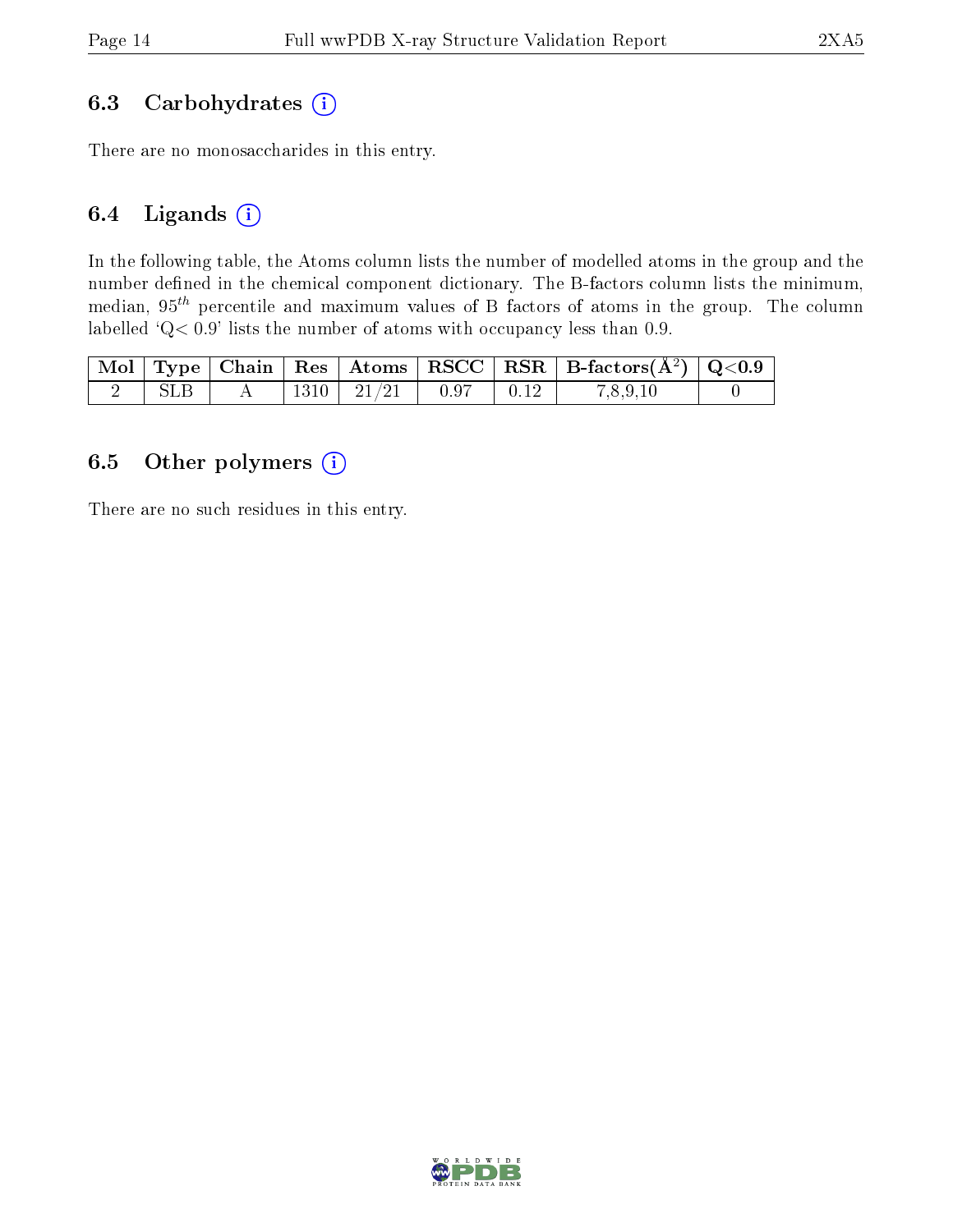### 6.3 Carbohydrates (i)

There are no monosaccharides in this entry.

### 6.4 Ligands (i)

In the following table, the Atoms column lists the number of modelled atoms in the group and the number defined in the chemical component dictionary. The B-factors column lists the minimum, median, $95^{th}$ percentile and maximum values of B factors of atoms in the group. The column labelled 'Q< 0.9' lists the number of atoms with occupancy less than 0.9.

| Mol | Type | Chain | Res | Atoms | RSCC | RSR | B-factors(Å$^2$) | Q<0.9 |
|---|---|---|---|---|---|---|---|---|
| 2 | SLB | A | 1310 | 21/21 | 0.97 | 0.12 | 7,8,9,10 | 0 |

### 6.5 Other polymers (i)

There are no such residues in this entry.